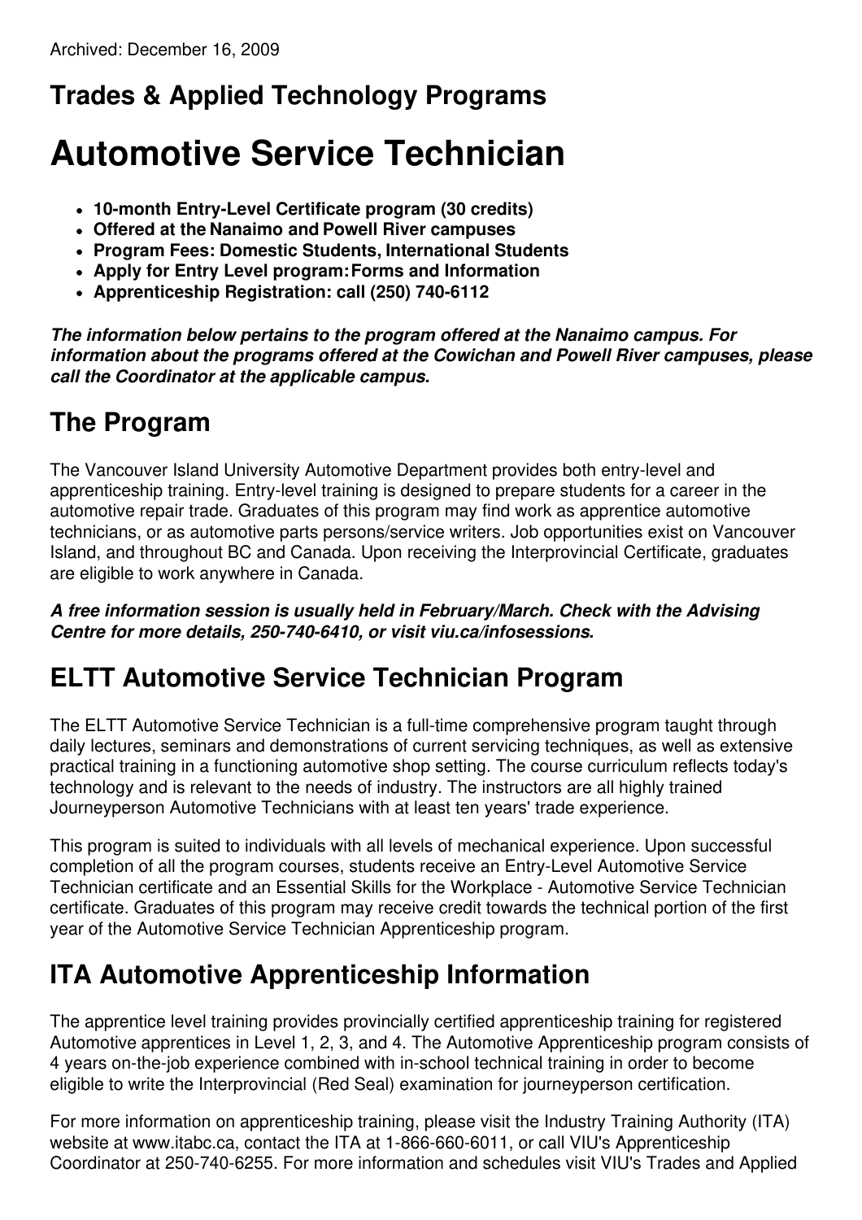Archived: December 16, 2009

## Trades & Applied Technology Programs

# Automotive Service Technician

- **10-month Entry-Level Certificate program (30 credits)**
- **Offered at the Nanaimo and Powell River campuses**
- **Program Fees: Domestic Students, International Students**
- **Apply for Entry Level program: Forms and Information**
- **Apprenticeship Registration: call (250) 740-6112**

***The information below pertains to the program offered at the Nanaimo campus. For information about the programs offered at the Cowichan and Powell River campuses, please call the Coordinator at the applicable campus.***

## The Program

The Vancouver Island University Automotive Department provides both entry-level and apprenticeship training. Entry-level training is designed to prepare students for a career in the automotive repair trade. Graduates of this program may find work as apprentice automotive technicians, or as automotive parts persons/service writers. Job opportunities exist on Vancouver Island, and throughout BC and Canada. Upon receiving the Interprovincial Certificate, graduates are eligible to work anywhere in Canada.

***A free information session is usually held in February/March. Check with the Advising Centre for more details, 250-740-6410, or visit viu.ca/infosessions.***

## ELTT Automotive Service Technician Program

The ELTT Automotive Service Technician is a full-time comprehensive program taught through daily lectures, seminars and demonstrations of current servicing techniques, as well as extensive practical training in a functioning automotive shop setting. The course curriculum reflects today's technology and is relevant to the needs of industry. The instructors are all highly trained Journeyperson Automotive Technicians with at least ten years' trade experience.

This program is suited to individuals with all levels of mechanical experience. Upon successful completion of all the program courses, students receive an Entry-Level Automotive Service Technician certificate and an Essential Skills for the Workplace - Automotive Service Technician certificate. Graduates of this program may receive credit towards the technical portion of the first year of the Automotive Service Technician Apprenticeship program.

## ITA Automotive Apprenticeship Information

The apprentice level training provides provincially certified apprenticeship training for registered Automotive apprentices in Level 1, 2, 3, and 4. The Automotive Apprenticeship program consists of 4 years on-the-job experience combined with in-school technical training in order to become eligible to write the Interprovincial (Red Seal) examination for journeyperson certification.

For more information on apprenticeship training, please visit the Industry Training Authority (ITA) website at www.itabc.ca, contact the ITA at 1-866-660-6011, or call VIU's Apprenticeship Coordinator at 250-740-6255. For more information and schedules visit VIU's Trades and Applied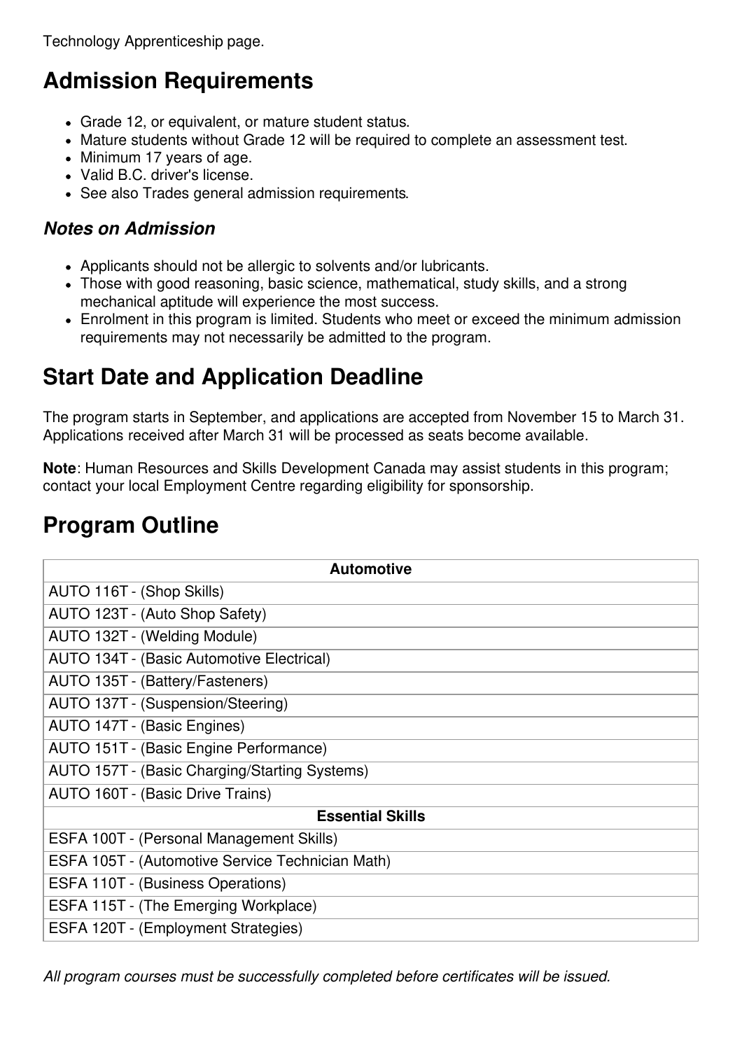Technology Apprenticeship page.

## Admission Requirements

- Grade 12, or equivalent, or mature student status.
- Mature students without Grade 12 will be required to complete an assessment test.
- Minimum 17 years of age.
- Valid B.C. driver's license.
- See also Trades general admission requirements.

### *Notes on Admission*

- Applicants should not be allergic to solvents and/or lubricants.
- Those with good reasoning, basic science, mathematical, study skills, and a strong mechanical aptitude will experience the most success.
- Enrolment in this program is limited. Students who meet or exceed the minimum admission requirements may not necessarily be admitted to the program.

## Start Date and Application Deadline

The program starts in September, and applications are accepted from November 15 to March 31. Applications received after March 31 will be processed as seats become available.

**Note**: Human Resources and Skills Development Canada may assist students in this program; contact your local Employment Centre regarding eligibility for sponsorship.

## Program Outline

| **Automotive** |
| --- |
| AUTO 116T - (Shop Skills) |
| AUTO 123T - (Auto Shop Safety) |
| AUTO 132T - (Welding Module) |
| AUTO 134T - (Basic Automotive Electrical) |
| AUTO 135T - (Battery/Fasteners) |
| AUTO 137T - (Suspension/Steering) |
| AUTO 147T - (Basic Engines) |
| AUTO 151T - (Basic Engine Performance) |
| AUTO 157T - (Basic Charging/Starting Systems) |
| AUTO 160T - (Basic Drive Trains) |
| **Essential Skills** |
| ESFA 100T - (Personal Management Skills) |
| ESFA 105T - (Automotive Service Technician Math) |
| ESFA 110T - (Business Operations) |
| ESFA 115T - (The Emerging Workplace) |
| ESFA 120T - (Employment Strategies) |

*All program courses must be successfully completed before certificates will be issued.*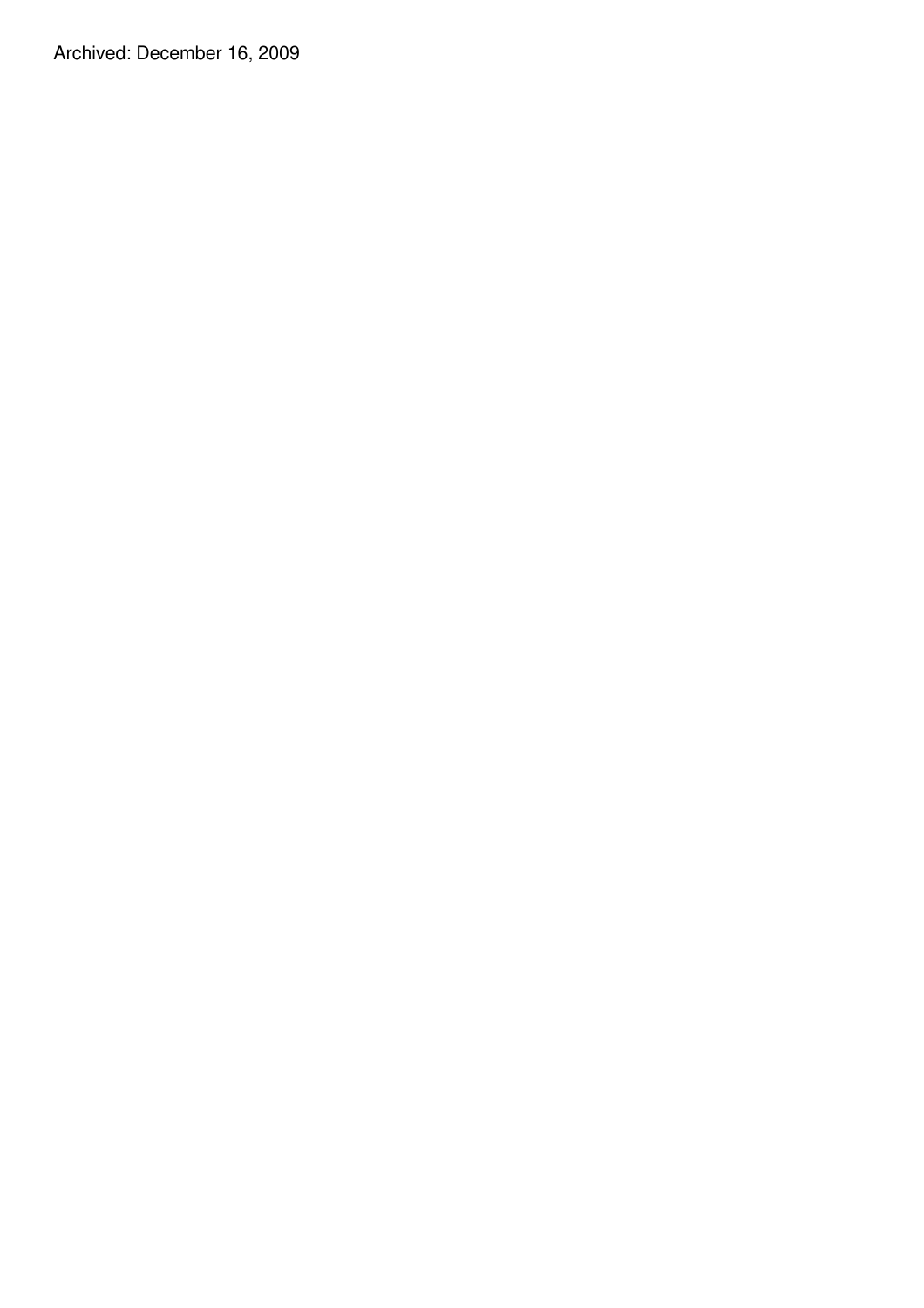Archived: December 16, 2009